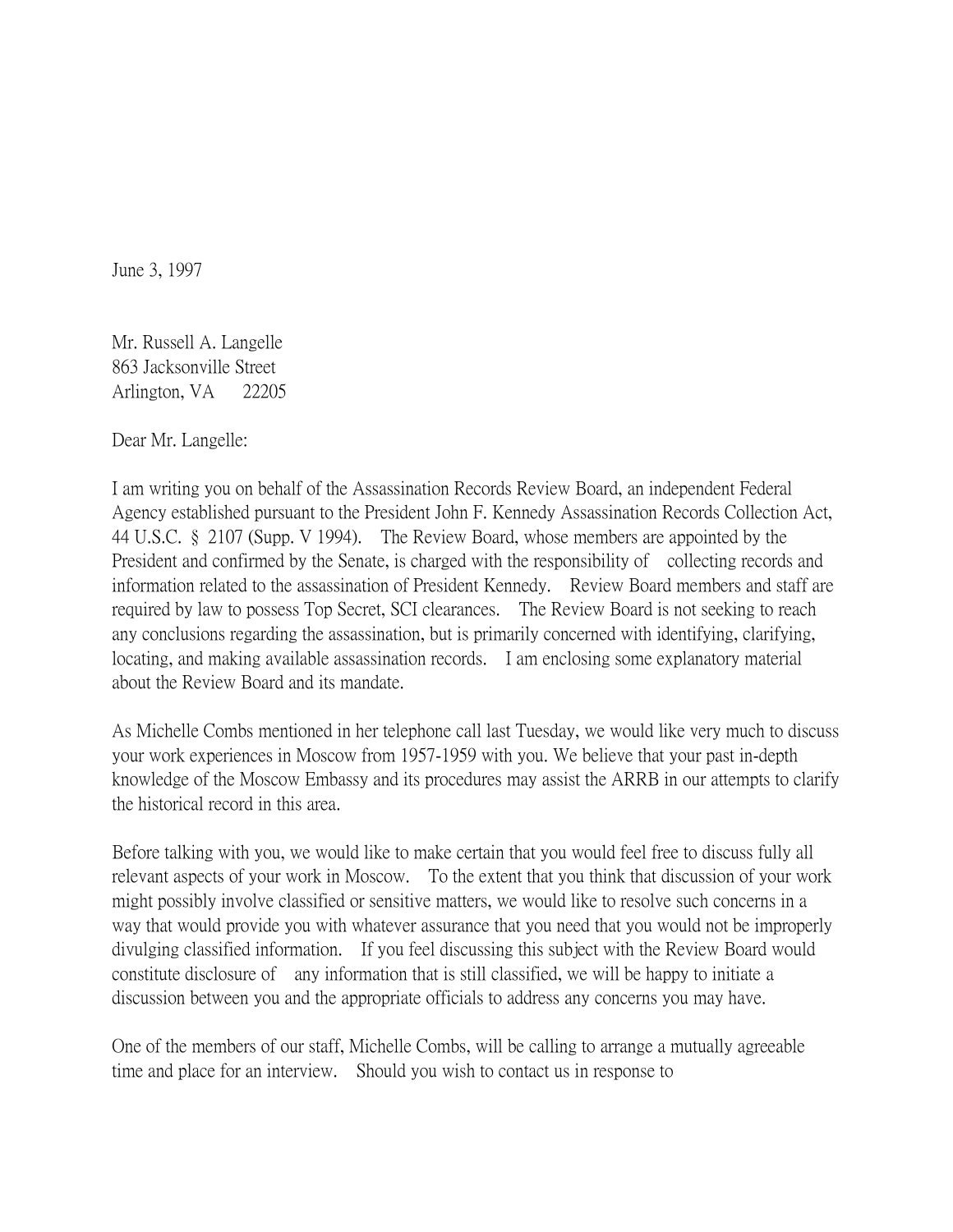June 3, 1997

Mr. Russell A. Langelle
863 Jacksonville Street
Arlington, VA 22205

Dear Mr. Langelle:

I am writing you on behalf of the Assassination Records Review Board, an independent Federal Agency established pursuant to the President John F. Kennedy Assassination Records Collection Act, 44 U.S.C. § 2107 (Supp. V 1994). The Review Board, whose members are appointed by the President and confirmed by the Senate, is charged with the responsibility of collecting records and information related to the assassination of President Kennedy. Review Board members and staff are required by law to possess Top Secret, SCI clearances. The Review Board is not seeking to reach any conclusions regarding the assassination, but is primarily concerned with identifying, clarifying, locating, and making available assassination records. I am enclosing some explanatory material about the Review Board and its mandate.

As Michelle Combs mentioned in her telephone call last Tuesday, we would like very much to discuss your work experiences in Moscow from 1957-1959 with you. We believe that your past in-depth knowledge of the Moscow Embassy and its procedures may assist the ARRB in our attempts to clarify the historical record in this area.

Before talking with you, we would like to make certain that you would feel free to discuss fully all relevant aspects of your work in Moscow. To the extent that you think that discussion of your work might possibly involve classified or sensitive matters, we would like to resolve such concerns in a way that would provide you with whatever assurance that you need that you would not be improperly divulging classified information. If you feel discussing this subject with the Review Board would constitute disclosure of any information that is still classified, we will be happy to initiate a discussion between you and the appropriate officials to address any concerns you may have.

One of the members of our staff, Michelle Combs, will be calling to arrange a mutually agreeable time and place for an interview. Should you wish to contact us in response to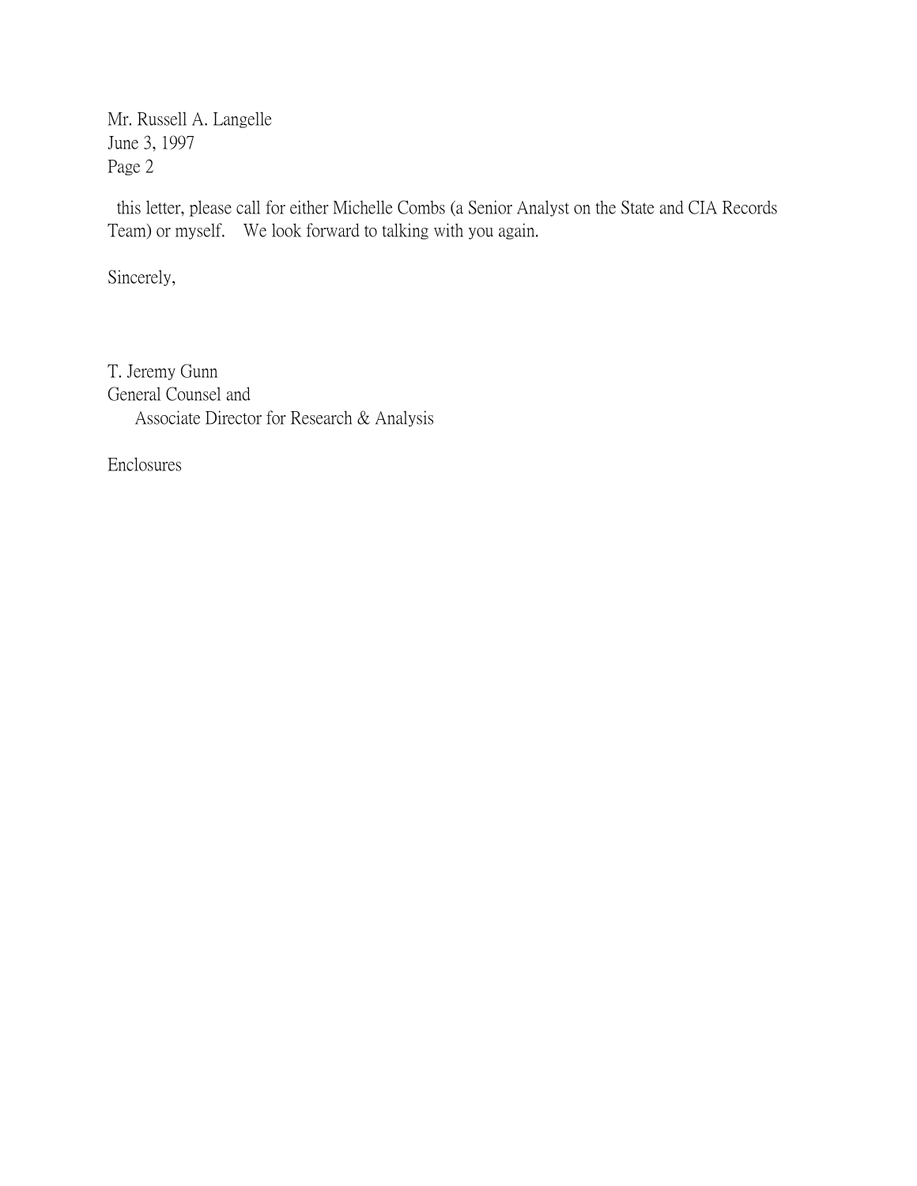Mr. Russell A. Langelle
June 3, 1997
Page 2

this letter, please call for either Michelle Combs (a Senior Analyst on the State and CIA Records Team) or myself. We look forward to talking with you again.

Sincerely,

T. Jeremy Gunn
General Counsel and
Associate Director for Research & Analysis

Enclosures